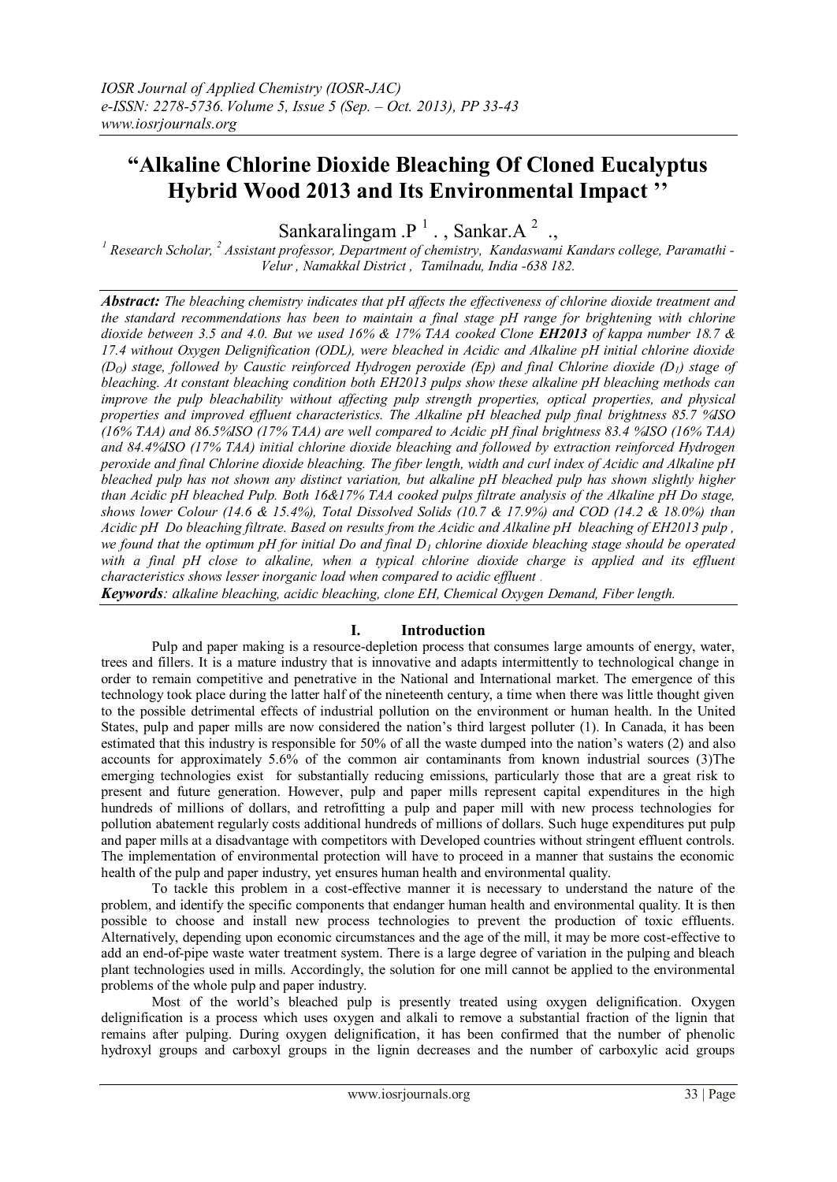# "Alkaline Chlorine Dioxide Bleaching Of Cloned Eucalyptus Hybrid Wood 2013 and Its Environmental Impact ''

Sankaralingam .P [1] . , Sankar.A [2] .,

[1] Research Scholar, [2] Assistant professor, Department of chemistry, Kandaswami Kandars college, Paramathi - Velur , Namakkal District , Tamilnadu, India -638 182.

***Abstract:*** *The bleaching chemistry indicates that pH affects the effectiveness of chlorine dioxide treatment and the standard recommendations has been to maintain a final stage pH range for brightening with chlorine dioxide between 3.5 and 4.0. But we used 16% & 17% TAA cooked Clone* ***EH2013*** *of kappa number 18.7 & 17.4 without Oxygen Delignification (ODL), were bleached in Acidic and Alkaline pH initial chlorine dioxide ($D_O$) stage, followed by Caustic reinforced Hydrogen peroxide (Ep) and final Chlorine dioxide ($D_1$) stage of bleaching. At constant bleaching condition both EH2013 pulps show these alkaline pH bleaching methods can improve the pulp bleachability without affecting pulp strength properties, optical properties, and physical properties and improved effluent characteristics. The Alkaline pH bleached pulp final brightness 85.7 %ISO (16% TAA) and 86.5%ISO (17% TAA) are well compared to Acidic pH final brightness 83.4 %ISO (16% TAA) and 84.4%ISO (17% TAA) initial chlorine dioxide bleaching and followed by extraction reinforced Hydrogen peroxide and final Chlorine dioxide bleaching. The fiber length, width and curl index of Acidic and Alkaline pH bleached pulp has not shown any distinct variation, but alkaline pH bleached pulp has shown slightly higher than Acidic pH bleached Pulp. Both 16&17% TAA cooked pulps filtrate analysis of the Alkaline pH Do stage, shows lower Colour (14.6 & 15.4%), Total Dissolved Solids (10.7 & 17.9%) and COD (14.2 & 18.0%) than Acidic pH Do bleaching filtrate. Based on results from the Acidic and Alkaline pH bleaching of EH2013 pulp , we found that the optimum pH for initial Do and final $D_1$ chlorine dioxide bleaching stage should be operated with a final pH close to alkaline, when a typical chlorine dioxide charge is applied and its effluent characteristics shows lesser inorganic load when compared to acidic effluent .*

***Keywords****: alkaline bleaching, acidic bleaching, clone EH, Chemical Oxygen Demand, Fiber length.*

## I. Introduction

Pulp and paper making is a resource-depletion process that consumes large amounts of energy, water, trees and fillers. It is a mature industry that is innovative and adapts intermittently to technological change in order to remain competitive and penetrative in the National and International market. The emergence of this technology took place during the latter half of the nineteenth century, a time when there was little thought given to the possible detrimental effects of industrial pollution on the environment or human health. In the United States, pulp and paper mills are now considered the nation's third largest polluter (1). In Canada, it has been estimated that this industry is responsible for 50% of all the waste dumped into the nation's waters (2) and also accounts for approximately 5.6% of the common air contaminants from known industrial sources (3)The emerging technologies exist for substantially reducing emissions, particularly those that are a great risk to present and future generation. However, pulp and paper mills represent capital expenditures in the high hundreds of millions of dollars, and retrofitting a pulp and paper mill with new process technologies for pollution abatement regularly costs additional hundreds of millions of dollars. Such huge expenditures put pulp and paper mills at a disadvantage with competitors with Developed countries without stringent effluent controls. The implementation of environmental protection will have to proceed in a manner that sustains the economic health of the pulp and paper industry, yet ensures human health and environmental quality.

To tackle this problem in a cost-effective manner it is necessary to understand the nature of the problem, and identify the specific components that endanger human health and environmental quality. It is then possible to choose and install new process technologies to prevent the production of toxic effluents. Alternatively, depending upon economic circumstances and the age of the mill, it may be more cost-effective to add an end-of-pipe waste water treatment system. There is a large degree of variation in the pulping and bleach plant technologies used in mills. Accordingly, the solution for one mill cannot be applied to the environmental problems of the whole pulp and paper industry.

Most of the world's bleached pulp is presently treated using oxygen delignification. Oxygen delignification is a process which uses oxygen and alkali to remove a substantial fraction of the lignin that remains after pulping. During oxygen delignification, it has been confirmed that the number of phenolic hydroxyl groups and carboxyl groups in the lignin decreases and the number of carboxylic acid groups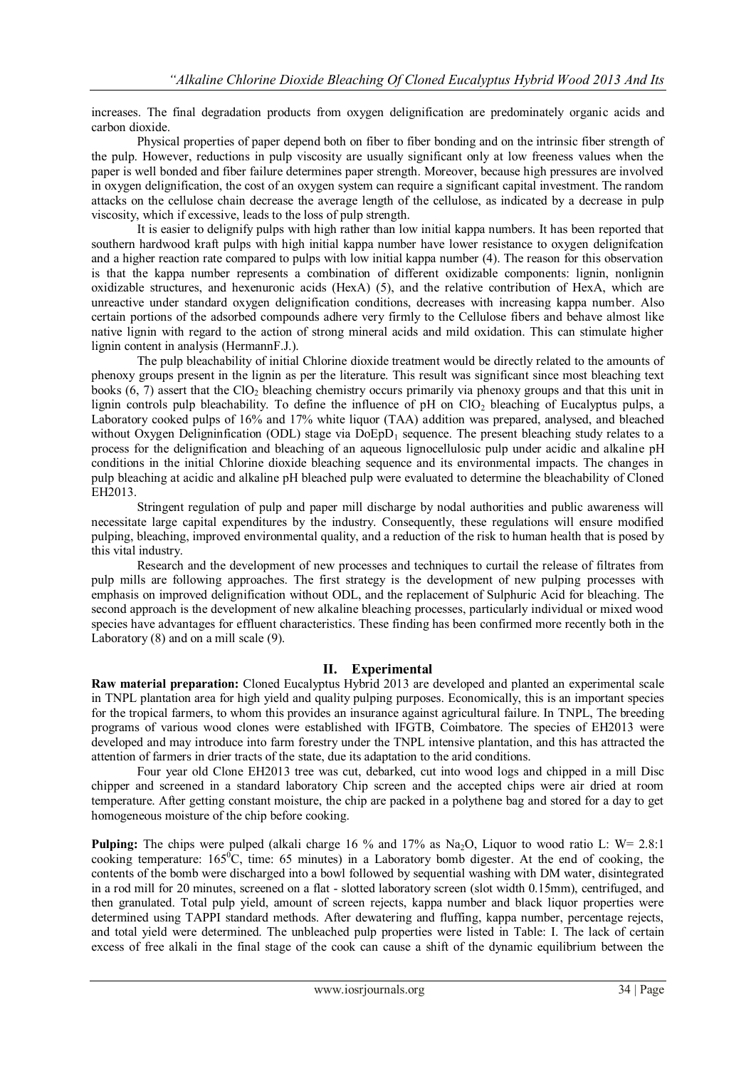increases. The final degradation products from oxygen delignification are predominately organic acids and carbon dioxide.

Physical properties of paper depend both on fiber to fiber bonding and on the intrinsic fiber strength of the pulp. However, reductions in pulp viscosity are usually significant only at low freeness values when the paper is well bonded and fiber failure determines paper strength. Moreover, because high pressures are involved in oxygen delignification, the cost of an oxygen system can require a significant capital investment. The random attacks on the cellulose chain decrease the average length of the cellulose, as indicated by a decrease in pulp viscosity, which if excessive, leads to the loss of pulp strength.

It is easier to delignify pulps with high rather than low initial kappa numbers. It has been reported that southern hardwood kraft pulps with high initial kappa number have lower resistance to oxygen delignifcation and a higher reaction rate compared to pulps with low initial kappa number (4). The reason for this observation is that the kappa number represents a combination of different oxidizable components: lignin, nonlignin oxidizable structures, and hexenuronic acids (HexA) (5), and the relative contribution of HexA, which are unreactive under standard oxygen delignification conditions, decreases with increasing kappa number. Also certain portions of the adsorbed compounds adhere very firmly to the Cellulose fibers and behave almost like native lignin with regard to the action of strong mineral acids and mild oxidation. This can stimulate higher lignin content in analysis (HermannF.J.).

The pulp bleachability of initial Chlorine dioxide treatment would be directly related to the amounts of phenoxy groups present in the lignin as per the literature. This result was significant since most bleaching text books (6, 7) assert that the $ClO_2$ bleaching chemistry occurs primarily via phenoxy groups and that this unit in lignin controls pulp bleachability. To define the influence of pH on $ClO_2$ bleaching of Eucalyptus pulps, a Laboratory cooked pulps of 16% and 17% white liquor (TAA) addition was prepared, analysed, and bleached without Oxygen Deligninfication (ODL) stage via $DoEpD_1$ sequence. The present bleaching study relates to a process for the delignification and bleaching of an aqueous lignocellulosic pulp under acidic and alkaline pH conditions in the initial Chlorine dioxide bleaching sequence and its environmental impacts. The changes in pulp bleaching at acidic and alkaline pH bleached pulp were evaluated to determine the bleachability of Cloned EH2013.

Stringent regulation of pulp and paper mill discharge by nodal authorities and public awareness will necessitate large capital expenditures by the industry. Consequently, these regulations will ensure modified pulping, bleaching, improved environmental quality, and a reduction of the risk to human health that is posed by this vital industry.

Research and the development of new processes and techniques to curtail the release of filtrates from pulp mills are following approaches. The first strategy is the development of new pulping processes with emphasis on improved delignification without ODL, and the replacement of Sulphuric Acid for bleaching. The second approach is the development of new alkaline bleaching processes, particularly individual or mixed wood species have advantages for effluent characteristics. These finding has been confirmed more recently both in the Laboratory (8) and on a mill scale (9).

## II. Experimental

**Raw material preparation:** Cloned Eucalyptus Hybrid 2013 are developed and planted an experimental scale in TNPL plantation area for high yield and quality pulping purposes. Economically, this is an important species for the tropical farmers, to whom this provides an insurance against agricultural failure. In TNPL, The breeding programs of various wood clones were established with IFGTB, Coimbatore. The species of EH2013 were developed and may introduce into farm forestry under the TNPL intensive plantation, and this has attracted the attention of farmers in drier tracts of the state, due its adaptation to the arid conditions.

Four year old Clone EH2013 tree was cut, debarked, cut into wood logs and chipped in a mill Disc chipper and screened in a standard laboratory Chip screen and the accepted chips were air dried at room temperature. After getting constant moisture, the chip are packed in a polythene bag and stored for a day to get homogeneous moisture of the chip before cooking.

**Pulping:** The chips were pulped (alkali charge 16 % and 17% as $Na_2O$, Liquor to wood ratio L: W= 2.8:1 cooking temperature: $165^0C$, time: 65 minutes) in a Laboratory bomb digester. At the end of cooking, the contents of the bomb were discharged into a bowl followed by sequential washing with DM water, disintegrated in a rod mill for 20 minutes, screened on a flat - slotted laboratory screen (slot width 0.15mm), centrifuged, and then granulated. Total pulp yield, amount of screen rejects, kappa number and black liquor properties were determined using TAPPI standard methods. After dewatering and fluffing, kappa number, percentage rejects, and total yield were determined. The unbleached pulp properties were listed in Table: I. The lack of certain excess of free alkali in the final stage of the cook can cause a shift of the dynamic equilibrium between the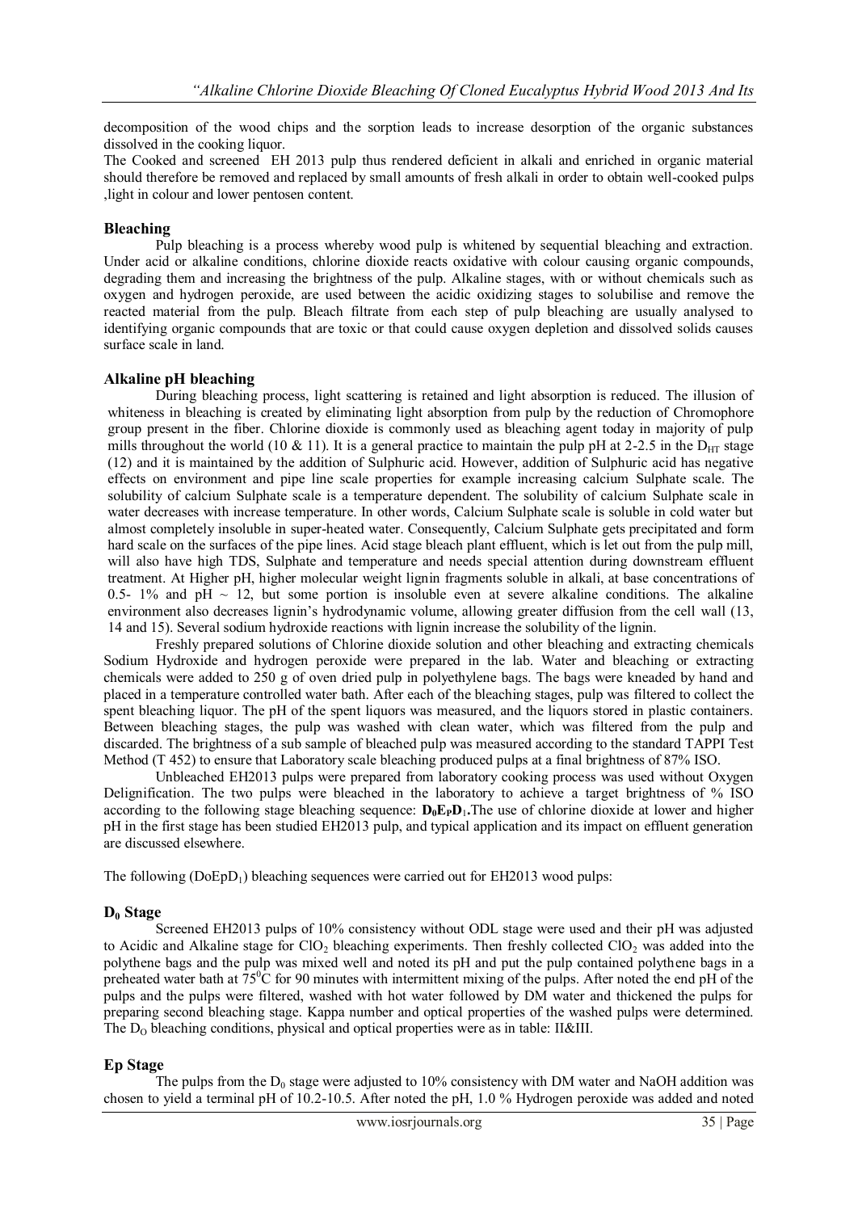decomposition of the wood chips and the sorption leads to increase desorption of the organic substances dissolved in the cooking liquor.

The Cooked and screened EH 2013 pulp thus rendered deficient in alkali and enriched in organic material should therefore be removed and replaced by small amounts of fresh alkali in order to obtain well-cooked pulps ,light in colour and lower pentosen content.

## Bleaching

Pulp bleaching is a process whereby wood pulp is whitened by sequential bleaching and extraction. Under acid or alkaline conditions, chlorine dioxide reacts oxidative with colour causing organic compounds, degrading them and increasing the brightness of the pulp. Alkaline stages, with or without chemicals such as oxygen and hydrogen peroxide, are used between the acidic oxidizing stages to solubilise and remove the reacted material from the pulp. Bleach filtrate from each step of pulp bleaching are usually analysed to identifying organic compounds that are toxic or that could cause oxygen depletion and dissolved solids causes surface scale in land.

## Alkaline pH bleaching

During bleaching process, light scattering is retained and light absorption is reduced. The illusion of whiteness in bleaching is created by eliminating light absorption from pulp by the reduction of Chromophore group present in the fiber. Chlorine dioxide is commonly used as bleaching agent today in majority of pulp mills throughout the world (10 & 11). It is a general practice to maintain the pulp pH at 2-2.5 in the $D_{HT}$ stage (12) and it is maintained by the addition of Sulphuric acid. However, addition of Sulphuric acid has negative effects on environment and pipe line scale properties for example increasing calcium Sulphate scale. The solubility of calcium Sulphate scale is a temperature dependent. The solubility of calcium Sulphate scale in water decreases with increase temperature. In other words, Calcium Sulphate scale is soluble in cold water but almost completely insoluble in super-heated water. Consequently, Calcium Sulphate gets precipitated and form hard scale on the surfaces of the pipe lines. Acid stage bleach plant effluent, which is let out from the pulp mill, will also have high TDS, Sulphate and temperature and needs special attention during downstream effluent treatment. At Higher pH, higher molecular weight lignin fragments soluble in alkali, at base concentrations of 0.5- 1% and pH ~ 12, but some portion is insoluble even at severe alkaline conditions. The alkaline environment also decreases lignin's hydrodynamic volume, allowing greater diffusion from the cell wall (13, 14 and 15). Several sodium hydroxide reactions with lignin increase the solubility of the lignin.

Freshly prepared solutions of Chlorine dioxide solution and other bleaching and extracting chemicals Sodium Hydroxide and hydrogen peroxide were prepared in the lab. Water and bleaching or extracting chemicals were added to 250 g of oven dried pulp in polyethylene bags. The bags were kneaded by hand and placed in a temperature controlled water bath. After each of the bleaching stages, pulp was filtered to collect the spent bleaching liquor. The pH of the spent liquors was measured, and the liquors stored in plastic containers. Between bleaching stages, the pulp was washed with clean water, which was filtered from the pulp and discarded. The brightness of a sub sample of bleached pulp was measured according to the standard TAPPI Test Method (T 452) to ensure that Laboratory scale bleaching produced pulps at a final brightness of 87% ISO.

Unbleached EH2013 pulps were prepared from laboratory cooking process was used without Oxygen Delignification. The two pulps were bleached in the laboratory to achieve a target brightness of % ISO according to the following stage bleaching sequence: $\mathbf{D_0E_PD_1}$.The use of chlorine dioxide at lower and higher pH in the first stage has been studied EH2013 pulp, and typical application and its impact on effluent generation are discussed elsewhere.

The following ($DoEpD_1$) bleaching sequences were carried out for EH2013 wood pulps:

### $D_0$ Stage

Screened EH2013 pulps of 10% consistency without ODL stage were used and their pH was adjusted to Acidic and Alkaline stage for $ClO_2$ bleaching experiments. Then freshly collected $ClO_2$ was added into the polythene bags and the pulp was mixed well and noted its pH and put the pulp contained polythene bags in a preheated water bath at $75^0$C for 90 minutes with intermittent mixing of the pulps. After noted the end pH of the pulps and the pulps were filtered, washed with hot water followed by DM water and thickened the pulps for preparing second bleaching stage. Kappa number and optical properties of the washed pulps were determined. The $D_O$ bleaching conditions, physical and optical properties were as in table: II&III.

### Ep Stage

The pulps from the $D_0$ stage were adjusted to 10% consistency with DM water and NaOH addition was chosen to yield a terminal pH of 10.2-10.5. After noted the pH, 1.0 % Hydrogen peroxide was added and noted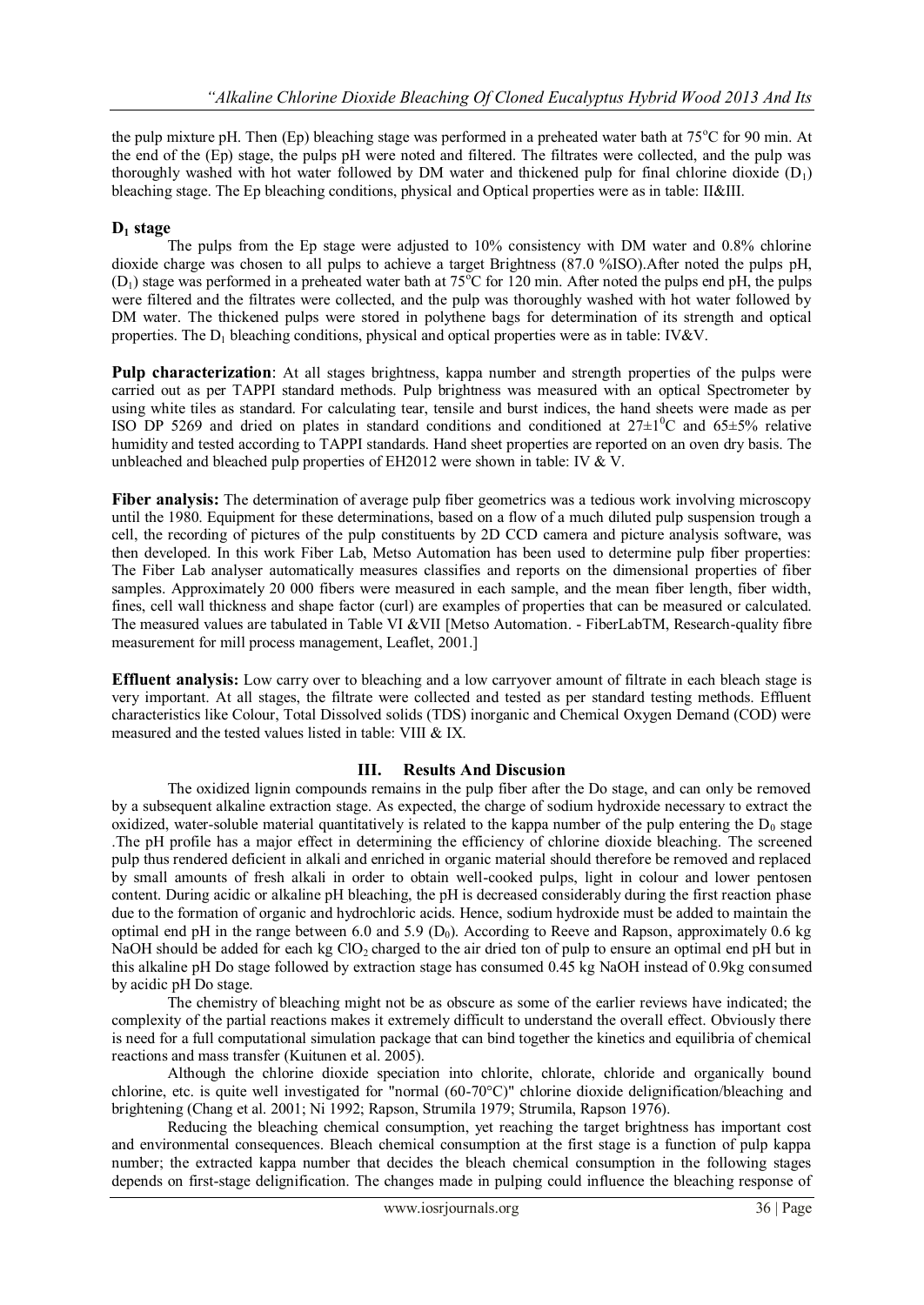the pulp mixture pH. Then (Ep) bleaching stage was performed in a preheated water bath at 75°C for 90 min. At the end of the (Ep) stage, the pulps pH were noted and filtered. The filtrates were collected, and the pulp was thoroughly washed with hot water followed by DM water and thickened pulp for final chlorine dioxide ($D_1$) bleaching stage. The Ep bleaching conditions, physical and Optical properties were as in table: II&III.

### $D_1$ stage

The pulps from the Ep stage were adjusted to 10% consistency with DM water and 0.8% chlorine dioxide charge was chosen to all pulps to achieve a target Brightness (87.0 %ISO).After noted the pulps pH, ($D_1$) stage was performed in a preheated water bath at 75°C for 120 min. After noted the pulps end pH, the pulps were filtered and the filtrates were collected, and the pulp was thoroughly washed with hot water followed by DM water. The thickened pulps were stored in polythene bags for determination of its strength and optical properties. The $D_1$ bleaching conditions, physical and optical properties were as in table: IV&V.

**Pulp characterization**: At all stages brightness, kappa number and strength properties of the pulps were carried out as per TAPPI standard methods. Pulp brightness was measured with an optical Spectrometer by using white tiles as standard. For calculating tear, tensile and burst indices, the hand sheets were made as per ISO DP 5269 and dried on plates in standard conditions and conditioned at 27±1°C and 65±5% relative humidity and tested according to TAPPI standards. Hand sheet properties are reported on an oven dry basis. The unbleached and bleached pulp properties of EH2012 were shown in table: IV & V.

**Fiber analysis:** The determination of average pulp fiber geometrics was a tedious work involving microscopy until the 1980. Equipment for these determinations, based on a flow of a much diluted pulp suspension trough a cell, the recording of pictures of the pulp constituents by 2D CCD camera and picture analysis software, was then developed. In this work Fiber Lab, Metso Automation has been used to determine pulp fiber properties: The Fiber Lab analyser automatically measures classifies and reports on the dimensional properties of fiber samples. Approximately 20 000 fibers were measured in each sample, and the mean fiber length, fiber width, fines, cell wall thickness and shape factor (curl) are examples of properties that can be measured or calculated. The measured values are tabulated in Table VI &VII [Metso Automation. - FiberLabTM, Research-quality fibre measurement for mill process management, Leaflet, 2001.]

**Effluent analysis:** Low carry over to bleaching and a low carryover amount of filtrate in each bleach stage is very important. At all stages, the filtrate were collected and tested as per standard testing methods. Effluent characteristics like Colour, Total Dissolved solids (TDS) inorganic and Chemical Oxygen Demand (COD) were measured and the tested values listed in table: VIII & IX.

## III. Results And Discusion

The oxidized lignin compounds remains in the pulp fiber after the Do stage, and can only be removed by a subsequent alkaline extraction stage. As expected, the charge of sodium hydroxide necessary to extract the oxidized, water-soluble material quantitatively is related to the kappa number of the pulp entering the $D_0$ stage .The pH profile has a major effect in determining the efficiency of chlorine dioxide bleaching. The screened pulp thus rendered deficient in alkali and enriched in organic material should therefore be removed and replaced by small amounts of fresh alkali in order to obtain well-cooked pulps, light in colour and lower pentosen content. During acidic or alkaline pH bleaching, the pH is decreased considerably during the first reaction phase due to the formation of organic and hydrochloric acids. Hence, sodium hydroxide must be added to maintain the optimal end pH in the range between 6.0 and 5.9 ($D_0$). According to Reeve and Rapson, approximately 0.6 kg NaOH should be added for each kg $ClO_2$ charged to the air dried ton of pulp to ensure an optimal end pH but in this alkaline pH Do stage followed by extraction stage has consumed 0.45 kg NaOH instead of 0.9kg consumed by acidic pH Do stage.

The chemistry of bleaching might not be as obscure as some of the earlier reviews have indicated; the complexity of the partial reactions makes it extremely difficult to understand the overall effect. Obviously there is need for a full computational simulation package that can bind together the kinetics and equilibria of chemical reactions and mass transfer (Kuitunen et al. 2005).

Although the chlorine dioxide speciation into chlorite, chlorate, chloride and organically bound chlorine, etc. is quite well investigated for "normal (60-70°C)" chlorine dioxide delignification/bleaching and brightening (Chang et al. 2001; Ni 1992; Rapson, Strumila 1979; Strumila, Rapson 1976).

Reducing the bleaching chemical consumption, yet reaching the target brightness has important cost and environmental consequences. Bleach chemical consumption at the first stage is a function of pulp kappa number; the extracted kappa number that decides the bleach chemical consumption in the following stages depends on first-stage delignification. The changes made in pulping could influence the bleaching response of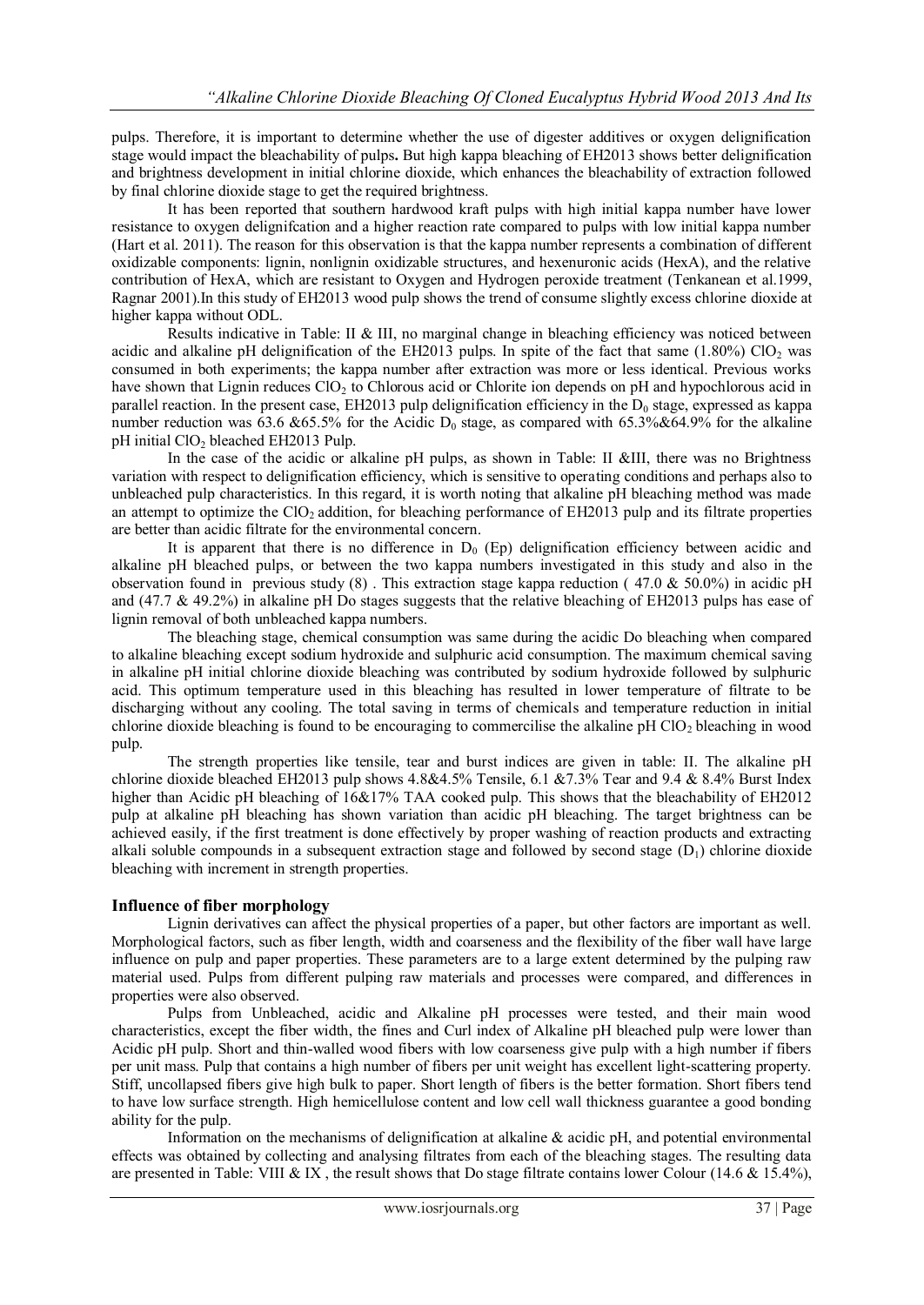pulps. Therefore, it is important to determine whether the use of digester additives or oxygen delignification stage would impact the bleachability of pulps**.** But high kappa bleaching of EH2013 shows better delignification and brightness development in initial chlorine dioxide, which enhances the bleachability of extraction followed by final chlorine dioxide stage to get the required brightness.

It has been reported that southern hardwood kraft pulps with high initial kappa number have lower resistance to oxygen delignifcation and a higher reaction rate compared to pulps with low initial kappa number (Hart et al. 2011). The reason for this observation is that the kappa number represents a combination of different oxidizable components: lignin, nonlignin oxidizable structures, and hexenuronic acids (HexA), and the relative contribution of HexA, which are resistant to Oxygen and Hydrogen peroxide treatment (Tenkanean et al.1999, Ragnar 2001).In this study of EH2013 wood pulp shows the trend of consume slightly excess chlorine dioxide at higher kappa without ODL.

Results indicative in Table: II & III, no marginal change in bleaching efficiency was noticed between acidic and alkaline pH delignification of the EH2013 pulps. In spite of the fact that same (1.80%) $ClO_2$ was consumed in both experiments; the kappa number after extraction was more or less identical. Previous works have shown that Lignin reduces $ClO_2$ to Chlorous acid or Chlorite ion depends on pH and hypochlorous acid in parallel reaction. In the present case, EH2013 pulp delignification efficiency in the $D_0$ stage, expressed as kappa number reduction was 63.6 &65.5% for the Acidic $D_0$ stage, as compared with 65.3%&64.9% for the alkaline pH initial $ClO_2$ bleached EH2013 Pulp.

In the case of the acidic or alkaline pH pulps, as shown in Table: II &III, there was no Brightness variation with respect to delignification efficiency, which is sensitive to operating conditions and perhaps also to unbleached pulp characteristics. In this regard, it is worth noting that alkaline pH bleaching method was made an attempt to optimize the $ClO_2$ addition, for bleaching performance of EH2013 pulp and its filtrate properties are better than acidic filtrate for the environmental concern.

It is apparent that there is no difference in $D_0$ (Ep) delignification efficiency between acidic and alkaline pH bleached pulps, or between the two kappa numbers investigated in this study and also in the observation found in previous study (8) . This extraction stage kappa reduction ( 47.0 & 50.0%) in acidic pH and (47.7 & 49.2%) in alkaline pH Do stages suggests that the relative bleaching of EH2013 pulps has ease of lignin removal of both unbleached kappa numbers.

The bleaching stage, chemical consumption was same during the acidic Do bleaching when compared to alkaline bleaching except sodium hydroxide and sulphuric acid consumption. The maximum chemical saving in alkaline pH initial chlorine dioxide bleaching was contributed by sodium hydroxide followed by sulphuric acid. This optimum temperature used in this bleaching has resulted in lower temperature of filtrate to be discharging without any cooling. The total saving in terms of chemicals and temperature reduction in initial chlorine dioxide bleaching is found to be encouraging to commercilise the alkaline pH $ClO_2$ bleaching in wood pulp.

The strength properties like tensile, tear and burst indices are given in table: II. The alkaline pH chlorine dioxide bleached EH2013 pulp shows 4.8&4.5% Tensile, 6.1 &7.3% Tear and 9.4 & 8.4% Burst Index higher than Acidic pH bleaching of 16&17% TAA cooked pulp. This shows that the bleachability of EH2012 pulp at alkaline pH bleaching has shown variation than acidic pH bleaching. The target brightness can be achieved easily, if the first treatment is done effectively by proper washing of reaction products and extracting alkali soluble compounds in a subsequent extraction stage and followed by second stage ($D_1$) chlorine dioxide bleaching with increment in strength properties.

## Influence of fiber morphology

Lignin derivatives can affect the physical properties of a paper, but other factors are important as well. Morphological factors, such as fiber length, width and coarseness and the flexibility of the fiber wall have large influence on pulp and paper properties. These parameters are to a large extent determined by the pulping raw material used. Pulps from different pulping raw materials and processes were compared, and differences in properties were also observed.

Pulps from Unbleached, acidic and Alkaline pH processes were tested, and their main wood characteristics, except the fiber width, the fines and Curl index of Alkaline pH bleached pulp were lower than Acidic pH pulp. Short and thin-walled wood fibers with low coarseness give pulp with a high number if fibers per unit mass. Pulp that contains a high number of fibers per unit weight has excellent light-scattering property. Stiff, uncollapsed fibers give high bulk to paper. Short length of fibers is the better formation. Short fibers tend to have low surface strength. High hemicellulose content and low cell wall thickness guarantee a good bonding ability for the pulp.

Information on the mechanisms of delignification at alkaline & acidic pH, and potential environmental effects was obtained by collecting and analysing filtrates from each of the bleaching stages. The resulting data are presented in Table: VIII & IX , the result shows that Do stage filtrate contains lower Colour (14.6 & 15.4%),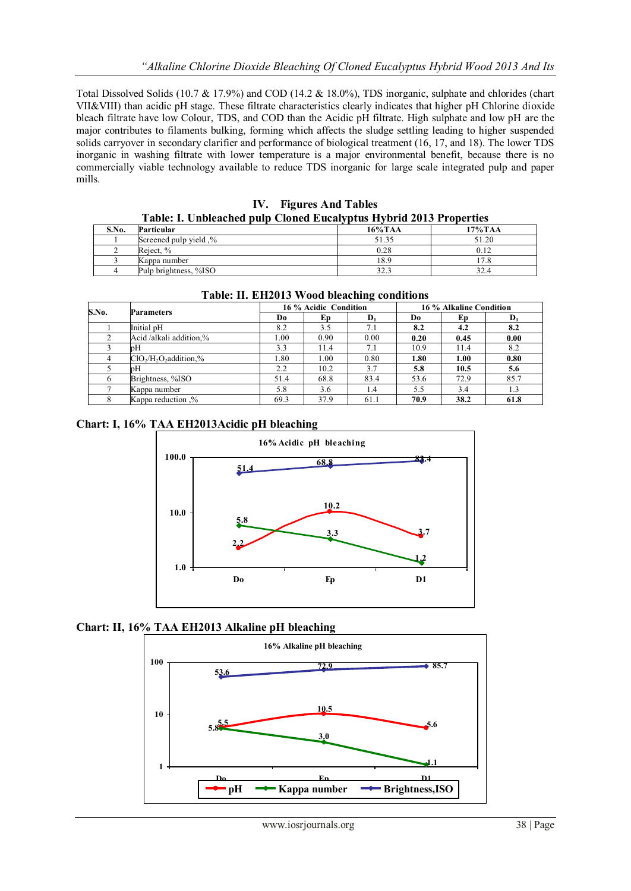Total Dissolved Solids (10.7 & 17.9%) and COD (14.2 & 18.0%), TDS inorganic, sulphate and chlorides (chart VII&VIII) than acidic pH stage. These filtrate characteristics clearly indicates that higher pH Chlorine dioxide bleach filtrate have low Colour, TDS, and COD than the Acidic pH filtrate. High sulphate and low pH are the major contributes to filaments bulking, forming which affects the sludge settling leading to higher suspended solids carryover in secondary clarifier and performance of biological treatment (16, 17, and 18). The lower TDS inorganic in washing filtrate with lower temperature is a major environmental benefit, because there is no commercially viable technology available to reduce TDS inorganic for large scale integrated pulp and paper mills.

## IV. Figures And Tables

**Table: I. Unbleached pulp Cloned Eucalyptus Hybrid 2013 Properties**

| S.No. | Particular | 16%TAA | 17%TAA |
|---|---|---|---|
| 1 | Screened pulp yield ,% | 51.35 | 51.20 |
| 2 | Reject, % | 0.28 | 0.12 |
| 3 | Kappa number | 18.9 | 17.8 |
| 4 | Pulp brightness, %ISO | 32.3 | 32.4 |

**Table: II. EH2013 Wood bleaching conditions**

| S.No. | Parameters | 16 % Acidic Condition | | | 16 % Alkaline Condition | | |
|---|---|---|---|---|---|---|---|
| | | Do | Ep | $D_1$ | Do | Ep | $D_1$ |
| 1 | Initial pH | 8.2 | 3.5 | 7.1 | **8.2** | **4.2** | **8.2** |
| 2 | Acid /alkali addition,% | 1.00 | 0.90 | 0.00 | **0.20** | **0.45** | **0.00** |
| 3 | pH | 3.3 | 11.4 | 7.1 | 10.9 | 11.4 | 8.2 |
| 4 | $ClO_2/H_2O_2$addition,% | 1.80 | 1.00 | 0.80 | **1.80** | **1.00** | **0.80** |
| 5 | pH | 2.2 | 10.2 | 3.7 | **5.8** | **10.5** | **5.6** |
| 6 | Brightness, %ISO | 51.4 | 68.8 | 83.4 | 53.6 | 72.9 | 85.7 |
| 7 | Kappa number | 5.8 | 3.6 | 1.4 | 5.5 | 3.4 | 1.3 |
| 8 | Kappa reduction ,% | 69.3 | 37.9 | 61.1 | **70.9** | **38.2** | **61.8** |

**Chart: I, 16% TAA EH2013Acidic pH bleaching**

**Chart: II, 16% TAA EH2013 Alkaline pH bleaching**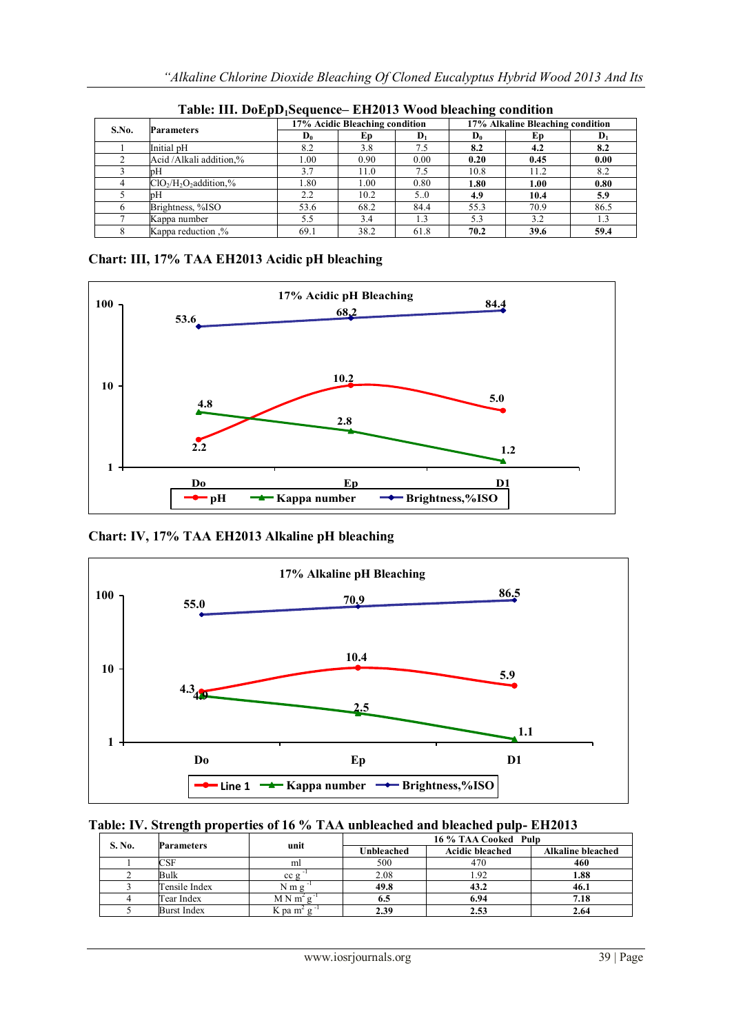**Table: III. DoEp$D_1$Sequence– EH2013 Wood bleaching condition**

| S.No. | Parameters | 17% Acidic Bleaching condition | | | 17% Alkaline Bleaching condition | | |
|---|---|---|---|---|---|---|---|
| | | $D_0$ | Ep | $D_1$ | $D_0$ | Ep | $D_1$ |
| 1 | Initial pH | 8.2 | 3.8 | 7.5 | **8.2** | **4.2** | **8.2** |
| 2 | Acid /Alkali addition,% | 1.00 | 0.90 | 0.00 | **0.20** | **0.45** | **0.00** |
| 3 | pH | 3.7 | 11.0 | 7.5 | 10.8 | 11.2 | 8.2 |
| 4 | $ClO_2$/$H_2O_2$addition,% | 1.80 | 1.00 | 0.80 | **1.80** | **1.00** | **0.80** |
| 5 | pH | 2.2 | 10.2 | 5..0 | **4.9** | **10.4** | **5.9** |
| 6 | Brightness, %ISO | 53.6 | 68.2 | 84.4 | 55.3 | 70.9 | 86.5 |
| 7 | Kappa number | 5.5 | 3.4 | 1.3 | 5.3 | 3.2 | 1.3 |
| 8 | Kappa reduction ,% | 69.1 | 38.2 | 61.8 | **70.2** | **39.6** | **59.4** |

**Chart: III, 17% TAA EH2013 Acidic pH bleaching**

**Chart: IV, 17% TAA EH2013 Alkaline pH bleaching**

**Table: IV. Strength properties of 16 % TAA unbleached and bleached pulp- EH2013**

| S. No. | Parameters | unit | 16 % TAA Cooked Pulp | | |
|---|---|---|---|---|---|
| | | | Unbleached | Acidic bleached | Alkaline bleached |
| 1 | CSF | ml | 500 | 470 | **460** |
| 2 | Bulk | cc $g^{-1}$ | 2.08 | 1.92 | **1.88** |
| 3 | Tensile Index | N m $g^{-1}$ | **49.8** | **43.2** | **46.1** |
| 4 | Tear Index | M N $m^2$ $g^{-1}$ | **6.5** | **6.94** | **7.18** |
| 5 | Burst Index | K pa $m^2$ $g^{-1}$ | **2.39** | **2.53** | **2.64** |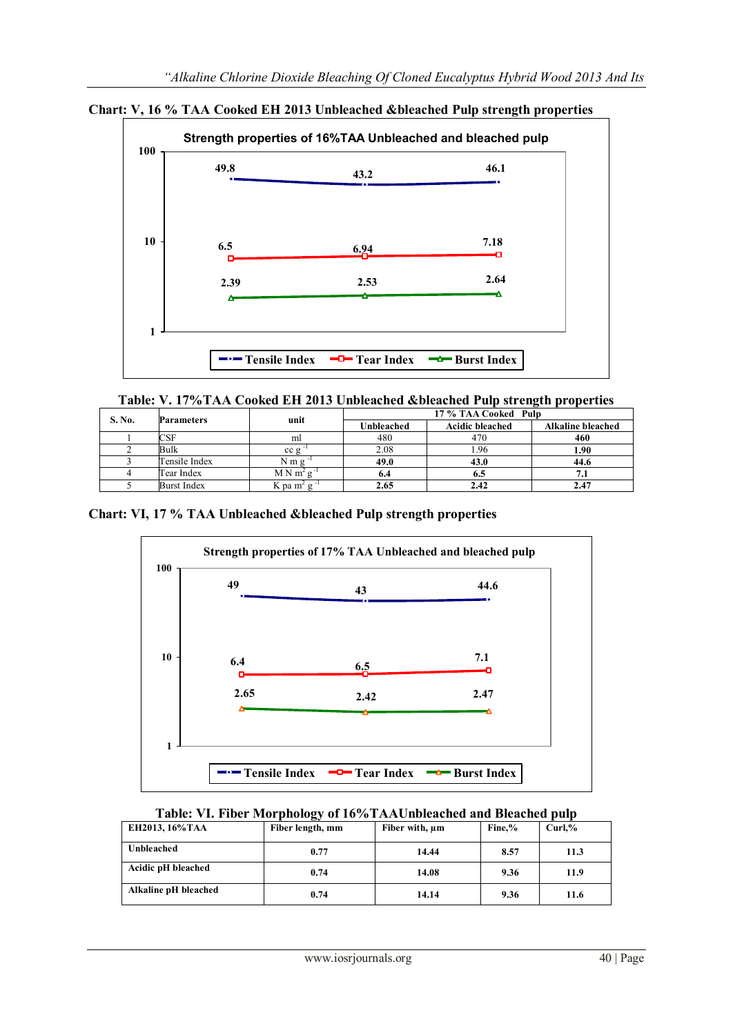**Chart: V, 16 % TAA Cooked EH 2013 Unbleached &bleached Pulp strength properties**

Strength properties of 16%TAA Unbleached and bleached pulp

| | Point 1 | Point 2 | Point 3 |
|---|---|---|---|
| Tensile Index | 49.8 | 43.2 | 46.1 |
| Tear Index | 6.5 | 6.94 | 7.18 |
| Burst Index | 2.39 | 2.53 | 2.64 |

**Table: V. 17%TAA Cooked EH 2013 Unbleached &bleached Pulp strength properties**

| S. No. | Parameters | unit | 17 % TAA Cooked Pulp | | |
|---|---|---|---|---|---|
| | | | Unbleached | Acidic bleached | Alkaline bleached |
| 1 | CSF | ml | 480 | 470 | **460** |
| 2 | Bulk | cc $g^{-1}$ | 2.08 | 1.96 | **1.90** |
| 3 | Tensile Index | N m $g^{-1}$ | **49.0** | **43.0** | **44.6** |
| 4 | Tear Index | M N $m^2$ $g^{-1}$ | **6.4** | **6.5** | **7.1** |
| 5 | Burst Index | K pa $m^2$ $g^{-1}$ | **2.65** | **2.42** | **2.47** |

**Chart: VI, 17 % TAA Unbleached &bleached Pulp strength properties**

Strength properties of 17% TAA Unbleached and bleached pulp

| | Point 1 | Point 2 | Point 3 |
|---|---|---|---|
| Tensile Index | 49 | 43 | 44.6 |
| Tear Index | 6.4 | 6.5 | 7.1 |
| Burst Index | 2.65 | 2.42 | 2.47 |

**Table: VI. Fiber Morphology of 16%TAAUnbleached and Bleached pulp**

| EH2013, 16%TAA | Fiber length, mm | Fiber with, µm | Fine,% | Curl,% |
|---|---|---|---|---|
| **Unbleached** | **0.77** | **14.44** | **8.57** | **11.3** |
| **Acidic pH bleached** | **0.74** | **14.08** | **9.36** | **11.9** |
| **Alkaline pH bleached** | **0.74** | **14.14** | **9.36** | **11.6** |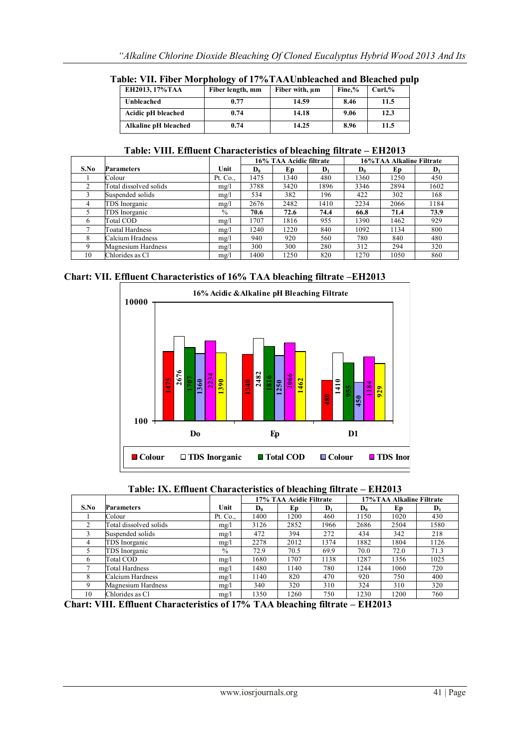**Table: VII. Fiber Morphology of 17%TAAUnbleached and Bleached pulp**

| EH2013, 17%TAA | Fiber length, mm | Fiber with, µm | Fine,% | Curl,% |
|---|---|---|---|---|
| Unbleached | 0.77 | 14.59 | 8.46 | 11.5 |
| Acidic pH bleached | 0.74 | 14.18 | 9.06 | 12.3 |
| Alkaline pH bleached | 0.74 | 14.25 | 8.96 | 11.5 |

**Table: VIII. Effluent Characteristics of bleaching filtrate – EH2013**

| S.No | Parameters | Unit | 16% TAA Acidic filtrate | | | 16%TAA Alkaline Filtrate | | |
|---|---|---|---|---|---|---|---|---|
| | | | $D_0$ | Ep | $D_1$ | $D_0$ | Ep | $D_1$ |
| 1 | Colour | Pt. Co., | 1475 | 1340 | 480 | 1360 | 1250 | 450 |
| 2 | Total dissolved solids | mg/l | 3788 | 3420 | 1896 | 3346 | 2894 | 1602 |
| 3 | Suspended solids | mg/l | 534 | 382 | 196 | 422 | 302 | 168 |
| 4 | TDS Inorganic | mg/l | 2676 | 2482 | 1410 | 2234 | 2066 | 1184 |
| 5 | TDS Inorganic | % | **70.6** | **72.6** | **74.4** | **66.8** | **71.4** | **73.9** |
| 6 | Total COD | mg/l | 1707 | 1816 | 955 | 1390 | 1462 | 929 |
| 7 | Toatal Hardness | mg/l | 1240 | 1220 | 840 | 1092 | 1134 | 800 |
| 8 | Calcium Hradness | mg/l | 940 | 920 | 560 | 780 | 840 | 480 |
| 9 | Magnesium Hardness | mg/l | 300 | 300 | 280 | 312 | 294 | 320 |
| 10 | Chlorides as Cl | mg/l | 1400 | 1250 | 820 | 1270 | 1050 | 860 |

**Chart: VII. Effluent Characteristics of 16% TAA bleaching filtrate –EH2013**

16% Acidic &Alkaline pH Bleaching Filtrate

| | Colour | TDS Inorganic | Total COD | Colour | TDS Inor | |
|---|---|---|---|---|---|---|
| Do | 1475 | 2676 | 1707 | 1360 | 2234 | 1390 |
| Ep | 1340 | 2482 | 1816 | 1250 | 2066 | 1462 |
| D1 | 480 | 1410 | 955 | 450 | 1184 | 929 |

**Table: IX. Effluent Characteristics of bleaching filtrate – EH2013**

| S.No | Parameters | Unit | 17% TAA Acidic Filtrate | | | 17%TAA Alkaline Filtrate | | |
|---|---|---|---|---|---|---|---|---|
| | | | $D_0$ | Ep | $D_1$ | $D_0$ | Ep | $D_1$ |
| 1 | Colour | Pt. Co., | 1400 | 1200 | 460 | 1150 | 1020 | 430 |
| 2 | Total dissolved solids | mg/l | 3126 | 2852 | 1966 | 2686 | 2504 | 1580 |
| 3 | Suspended solids | mg/l | 472 | 394 | 272 | 434 | 342 | 218 |
| 4 | TDS Inorganic | mg/l | 2278 | 2012 | 1374 | 1882 | 1804 | 1126 |
| 5 | TDS Inorganic | % | 72.9 | 70.5 | 69.9 | 70.0 | 72.0 | 71.3 |
| 6 | Total COD | mg/l | 1680 | 1707 | 1138 | 1287 | 1356 | 1025 |
| 7 | Total Hardness | mg/l | 1480 | 1140 | 780 | 1244 | 1060 | 720 |
| 8 | Calcium Hardness | mg/l | 1140 | 820 | 470 | 920 | 750 | 400 |
| 9 | Magnesium Hardness | mg/l | 340 | 320 | 310 | 324 | 310 | 320 |
| 10 | Chlorides as Cl | mg/l | 1350 | 1260 | 750 | 1230 | 1200 | 760 |

**Chart: VIII. Effluent Characteristics of 17% TAA bleaching filtrate – EH2013**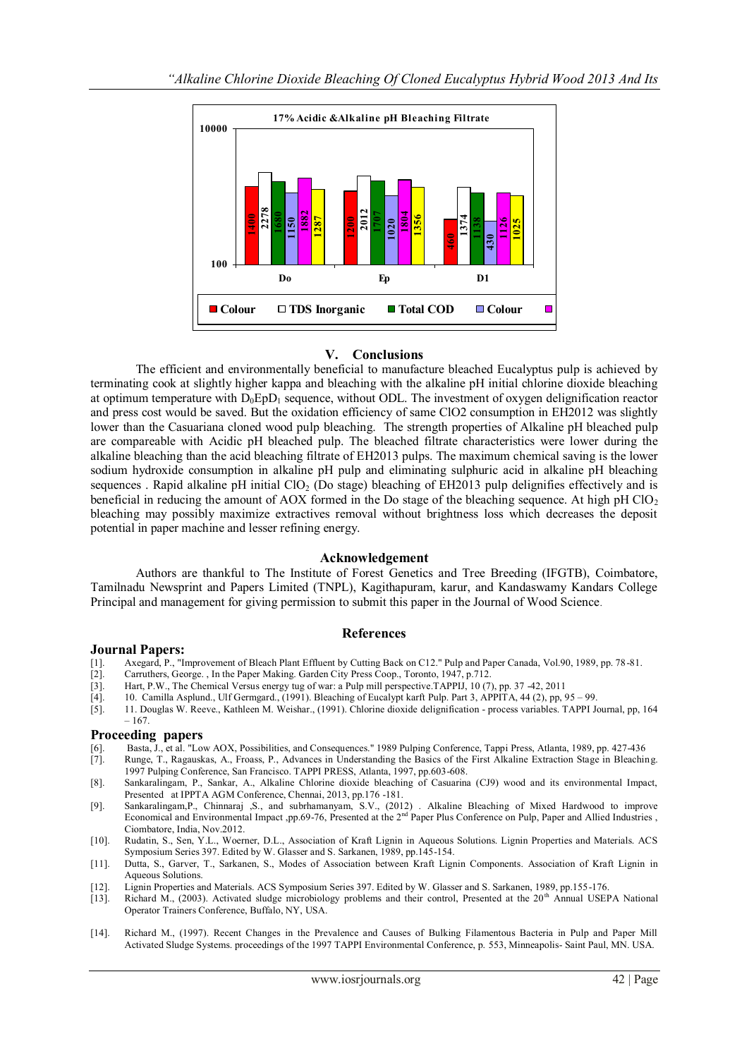**17% Acidic &Alkaline pH Bleaching Filtrate**

| | Colour | TDS Inorganic | Total COD | Colour | | |
|---|---|---|---|---|---|---|
| Do | 1400 | 2278 | 1680 | 1150 | 1882 | 1287 |
| Ep | 1200 | 2012 | 1707 | 1020 | 1804 | 1356 |
| D1 | 460 | 1374 | 1138 | 430 | 1126 | 1025 |

## V. Conclusions

The efficient and environmentally beneficial to manufacture bleached Eucalyptus pulp is achieved by terminating cook at slightly higher kappa and bleaching with the alkaline pH initial chlorine dioxide bleaching at optimum temperature with $D_0EpD_1$ sequence, without ODL. The investment of oxygen delignification reactor and press cost would be saved. But the oxidation efficiency of same ClO2 consumption in EH2012 was slightly lower than the Casuariana cloned wood pulp bleaching. The strength properties of Alkaline pH bleached pulp are compareable with Acidic pH bleached pulp. The bleached filtrate characteristics were lower during the alkaline bleaching than the acid bleaching filtrate of EH2013 pulps. The maximum chemical saving is the lower sodium hydroxide consumption in alkaline pH pulp and eliminating sulphuric acid in alkaline pH bleaching sequences . Rapid alkaline pH initial $ClO_2$ (Do stage) bleaching of EH2013 pulp delignifies effectively and is beneficial in reducing the amount of AOX formed in the Do stage of the bleaching sequence. At high pH $ClO_2$ bleaching may possibly maximize extractives removal without brightness loss which decreases the deposit potential in paper machine and lesser refining energy.

## Acknowledgement

Authors are thankful to The Institute of Forest Genetics and Tree Breeding (IFGTB), Coimbatore, Tamilnadu Newsprint and Papers Limited (TNPL), Kagithapuram, karur, and Kandaswamy Kandars College Principal and management for giving permission to submit this paper in the Journal of Wood Science.

## References

### Journal Papers:

[1]. Axegard, P., "Improvement of Bleach Plant Effluent by Cutting Back on C12." Pulp and Paper Canada, Vol.90, 1989, pp. 78-81.

[2]. Carruthers, George. , In the Paper Making. Garden City Press Coop., Toronto, 1947, p.712.

[3]. Hart, P.W., The Chemical Versus energy tug of war: a Pulp mill perspective.TAPPIJ, 10 (7), pp. 37 -42, 2011

[4]. 10. Camilla Asplund., Ulf Germgard., (1991). Bleaching of Eucalypt karft Pulp. Part 3, APPITA, 44 (2), pp, 95 – 99.

[5]. 11. Douglas W. Reeve., Kathleen M. Weishar., (1991). Chlorine dioxide delignification - process variables. TAPPI Journal, pp, 164 – 167.

### Proceeding papers

[6]. Basta, J., et al. "Low AOX, Possibilities, and Consequences." 1989 Pulping Conference, Tappi Press, Atlanta, 1989, pp. 427-436

[7]. Runge, T., Ragauskas, A., Froass, P., Advances in Understanding the Basics of the First Alkaline Extraction Stage in Bleaching. 1997 Pulping Conference, TAPPI PRESS, Atlanta, 1997, pp.603-608.

[8]. Sankaralingam, P., Sankar, A., Alkaline Chlorine dioxide bleaching of Casuarina (CJ9) wood and its environmental Impact, Presented at IPPTA AGM Conference, Chennai, 2013, pp.176 -181.

[9]. Sankaralingam,P., Chinnaraj ,S., and subrhamanyam, S.V., (2012) . Alkaline Bleaching of Mixed Hardwood to improve Economical and Environmental Impact ,pp.69-76, Presented at the 2nd Paper Plus Conference on Pulp, Paper and Allied Industries , Ciombatore, India, Nov.2012.

[10]. Rudatin, S., Sen, Y.L., Woerner, D.L., Association of Kraft Lignin in Aqueous Solutions. Lignin Properties and Materials. ACS Symposium Series 397. Edited by W. Glasser and S. Sarkanen, 1989, pp.145-154.

[11]. Dutta, S., Garver, T., Sarkanen, S., Modes of Association between Kraft Lignin Components. Association of Kraft Lignin in Aqueous Solutions.

[12]. Lignin Properties and Materials. ACS Symposium Series 397. Edited by W. Glasser and S. Sarkanen, 1989, pp.155-176.

[13]. Richard M., (2003). Activated sludge microbiology problems and their control, Presented at the 20th Annual USEPA National Operator Trainers Conference, Buffalo, NY, USA.

[14]. Richard M., (1997). Recent Changes in the Prevalence and Causes of Bulking Filamentous Bacteria in Pulp and Paper Mill Activated Sludge Systems. proceedings of the 1997 TAPPI Environmental Conference, p. 553, Minneapolis- Saint Paul, MN. USA.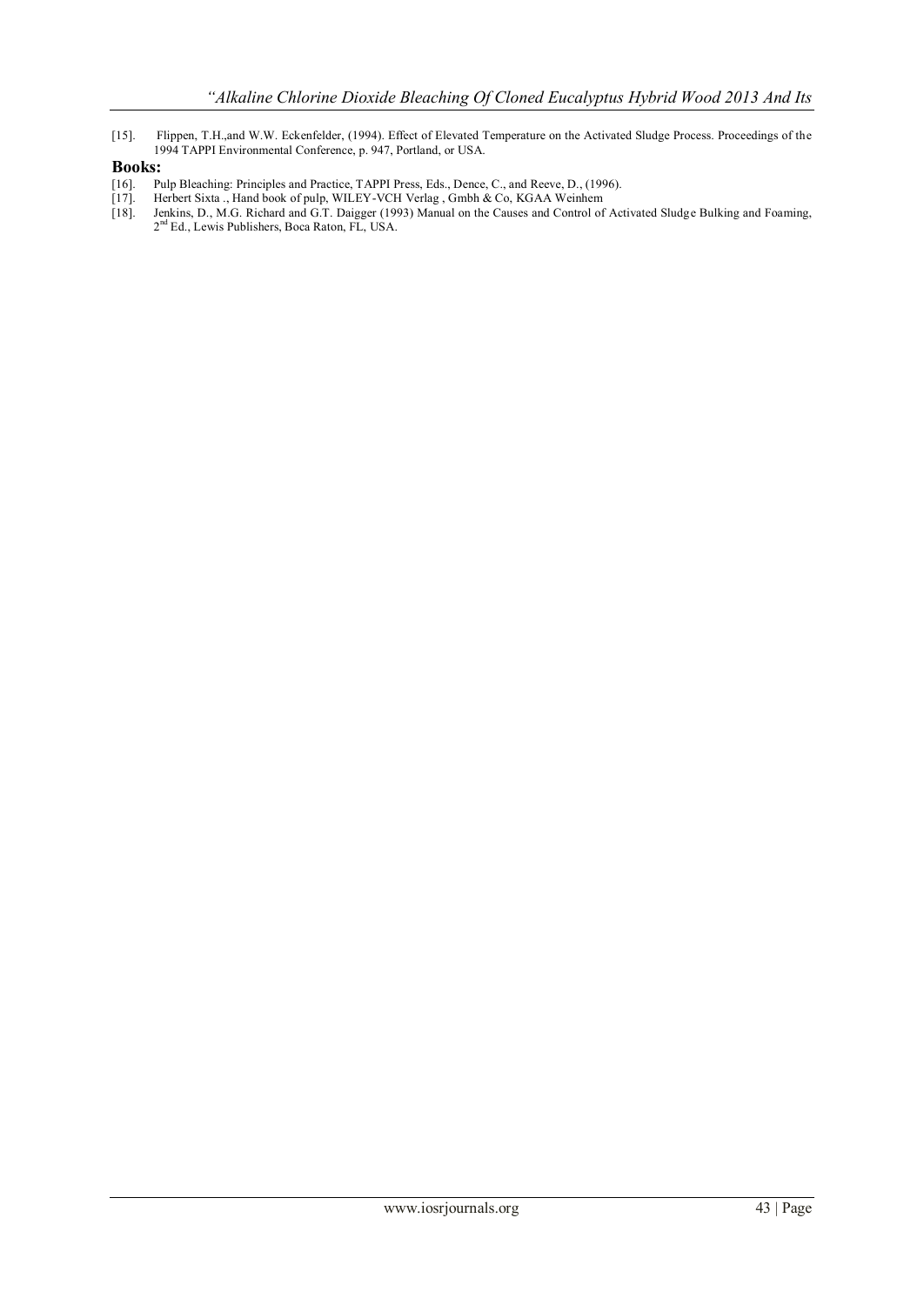[15]. Flippen, T.H.,and W.W. Eckenfelder, (1994). Effect of Elevated Temperature on the Activated Sludge Process. Proceedings of the 1994 TAPPI Environmental Conference, p. 947, Portland, or USA.

**Books:**

[16]. Pulp Bleaching: Principles and Practice, TAPPI Press, Eds., Dence, C., and Reeve, D., (1996).

[17]. Herbert Sixta ., Hand book of pulp, WILEY-VCH Verlag , Gmbh & Co, KGAA Weinhem

[18]. Jenkins, D., M.G. Richard and G.T. Daigger (1993) Manual on the Causes and Control of Activated Sludge Bulking and Foaming, 2nd Ed., Lewis Publishers, Boca Raton, FL, USA.